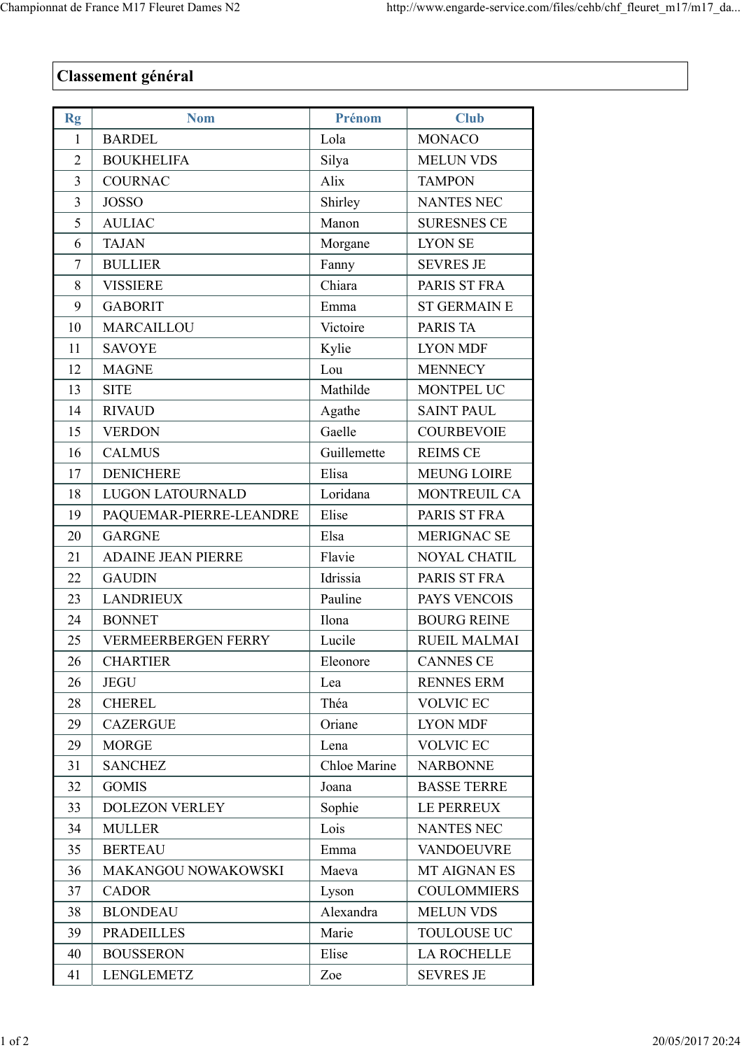## Classement général

| Rg | Nom | Prénom | Club |
|---|---|---|---|
| 1 | BARDEL | Lola | MONACO |
| 2 | BOUKHELIFA | Silya | MELUN VDS |
| 3 | COURNAC | Alix | TAMPON |
| 3 | JOSSO | Shirley | NANTES NEC |
| 5 | AULIAC | Manon | SURESNES CE |
| 6 | TAJAN | Morgane | LYON SE |
| 7 | BULLIER | Fanny | SEVRES JE |
| 8 | VISSIERE | Chiara | PARIS ST FRA |
| 9 | GABORIT | Emma | ST GERMAIN E |
| 10 | MARCAILLOU | Victoire | PARIS TA |
| 11 | SAVOYE | Kylie | LYON MDF |
| 12 | MAGNE | Lou | MENNECY |
| 13 | SITE | Mathilde | MONTPEL UC |
| 14 | RIVAUD | Agathe | SAINT PAUL |
| 15 | VERDON | Gaelle | COURBEVOIE |
| 16 | CALMUS | Guillemette | REIMS CE |
| 17 | DENICHERE | Elisa | MEUNG LOIRE |
| 18 | LUGON LATOURNALD | Loridana | MONTREUIL CA |
| 19 | PAQUEMAR-PIERRE-LEANDRE | Elise | PARIS ST FRA |
| 20 | GARGNE | Elsa | MERIGNAC SE |
| 21 | ADAINE JEAN PIERRE | Flavie | NOYAL CHATIL |
| 22 | GAUDIN | Idrissia | PARIS ST FRA |
| 23 | LANDRIEUX | Pauline | PAYS VENCOIS |
| 24 | BONNET | Ilona | BOURG REINE |
| 25 | VERMEERBERGEN FERRY | Lucile | RUEIL MALMAI |
| 26 | CHARTIER | Eleonore | CANNES CE |
| 26 | JEGU | Lea | RENNES ERM |
| 28 | CHEREL | Théa | VOLVIC EC |
| 29 | CAZERGUE | Oriane | LYON MDF |
| 29 | MORGE | Lena | VOLVIC EC |
| 31 | SANCHEZ | Chloe Marine | NARBONNE |
| 32 | GOMIS | Joana | BASSE TERRE |
| 33 | DOLEZON VERLEY | Sophie | LE PERREUX |
| 34 | MULLER | Lois | NANTES NEC |
| 35 | BERTEAU | Emma | VANDOEUVRE |
| 36 | MAKANGOU NOWAKOWSKI | Maeva | MT AIGNAN ES |
| 37 | CADOR | Lyson | COULOMMIERS |
| 38 | BLONDEAU | Alexandra | MELUN VDS |
| 39 | PRADEILLES | Marie | TOULOUSE UC |
| 40 | BOUSSERON | Elise | LA ROCHELLE |
| 41 | LENGLEMETZ | Zoe | SEVRES JE |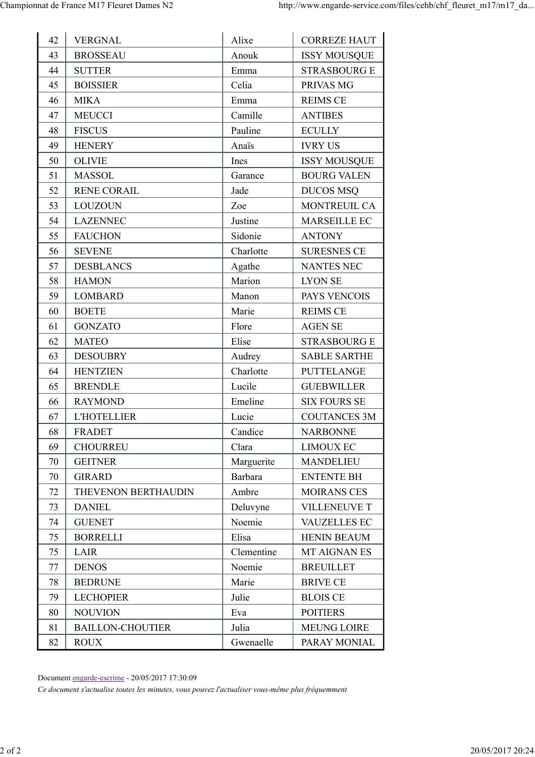| | | | |
|---|---|---|---|
| 42 | VERGNAL | Alixe | CORREZE HAUT |
| 43 | BROSSEAU | Anouk | ISSY MOUSQUE |
| 44 | SUTTER | Emma | STRASBOURG E |
| 45 | BOISSIER | Celia | PRIVAS MG |
| 46 | MIKA | Emma | REIMS CE |
| 47 | MEUCCI | Camille | ANTIBES |
| 48 | FISCUS | Pauline | ECULLY |
| 49 | HENERY | Anaïs | IVRY US |
| 50 | OLIVIE | Ines | ISSY MOUSQUE |
| 51 | MASSOL | Garance | BOURG VALEN |
| 52 | RENE CORAIL | Jade | DUCOS MSQ |
| 53 | LOUZOUN | Zoe | MONTREUIL CA |
| 54 | LAZENNEC | Justine | MARSEILLE EC |
| 55 | FAUCHON | Sidonie | ANTONY |
| 56 | SEVENE | Charlotte | SURESNES CE |
| 57 | DESBLANCS | Agathe | NANTES NEC |
| 58 | HAMON | Marion | LYON SE |
| 59 | LOMBARD | Manon | PAYS VENCOIS |
| 60 | BOETE | Marie | REIMS CE |
| 61 | GONZATO | Flore | AGEN SE |
| 62 | MATEO | Elise | STRASBOURG E |
| 63 | DESOUBRY | Audrey | SABLE SARTHE |
| 64 | HENTZIEN | Charlotte | PUTTELANGE |
| 65 | BRENDLE | Lucile | GUEBWILLER |
| 66 | RAYMOND | Emeline | SIX FOURS SE |
| 67 | L'HOTELLIER | Lucie | COUTANCES 3M |
| 68 | FRADET | Candice | NARBONNE |
| 69 | CHOURREU | Clara | LIMOUX EC |
| 70 | GEITNER | Marguerite | MANDELIEU |
| 70 | GIRARD | Barbara | ENTENTE BH |
| 72 | THEVENON BERTHAUDIN | Ambre | MOIRANS CES |
| 73 | DANIEL | Deluvyne | VILLENEUVE T |
| 74 | GUENET | Noemie | VAUZELLES EC |
| 75 | BORRELLI | Elisa | HENIN BEAUM |
| 75 | LAIR | Clementine | MT AIGNAN ES |
| 77 | DENOS | Noemie | BREUILLET |
| 78 | BEDRUNE | Marie | BRIVE CE |
| 79 | LECHOPIER | Julie | BLOIS CE |
| 80 | NOUVION | Eva | POITIERS |
| 81 | BAILLON-CHOUTIER | Julia | MEUNG LOIRE |
| 82 | ROUX | Gwenaelle | PARAY MONIAL |

Document engarde-escrime - 20/05/2017 17:30:09

*Ce document s'actualise toutes les minutes, vous pouvez l'actualiser vous-même plus fréquemment*